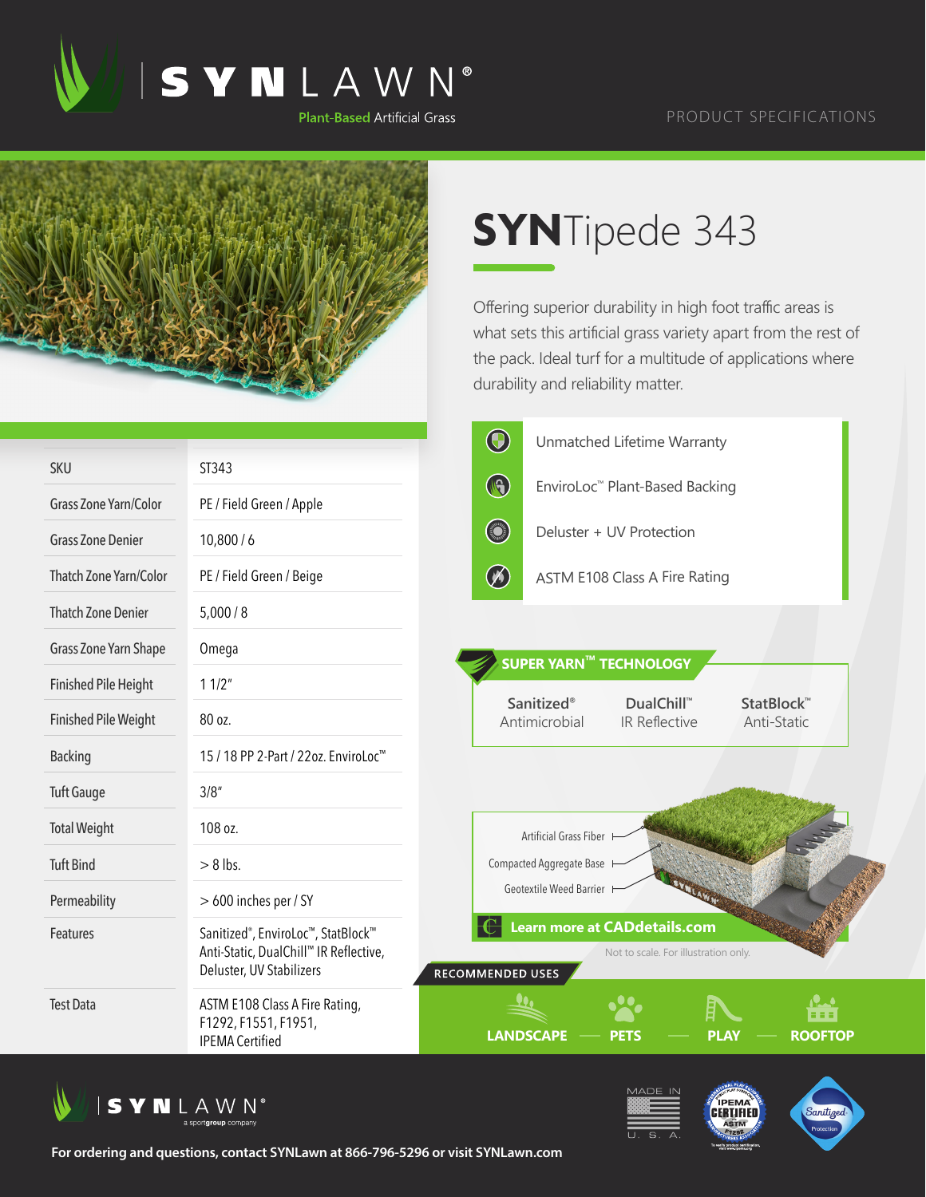SYNLAWN®
Plant-Based Artificial Grass

PRODUCT SPECIFICATIONS

# SYNTipede 343

Offering superior durability in high foot traffic areas is what sets this artificial grass variety apart from the rest of the pack. Ideal turf for a multitude of applications where durability and reliability matter.

- Unmatched Lifetime Warranty
- EnviroLoc™ Plant-Based Backing
- Deluster + UV Protection
- ASTM E108 Class A Fire Rating

| SKU | ST343 |
|---|---|
| Grass Zone Yarn/Color | PE / Field Green / Apple |
| Grass Zone Denier | 10,800 / 6 |
| Thatch Zone Yarn/Color | PE / Field Green / Beige |
| Thatch Zone Denier | 5,000 / 8 |
| Grass Zone Yarn Shape | Omega |
| Finished Pile Height | 1 1/2" |
| Finished Pile Weight | 80 oz. |
| Backing | 15 / 18 PP 2-Part / 22oz. EnviroLoc™ |
| Tuft Gauge | 3/8" |
| Total Weight | 108 oz. |
| Tuft Bind | > 8 lbs. |
| Permeability | > 600 inches per / SY |
| Features | Sanitized®, EnviroLoc™, StatBlock™ Anti-Static, DualChill™ IR Reflective, Deluster, UV Stabilizers |
| Test Data | ASTM E108 Class A Fire Rating, F1292, F1551, F1951, IPEMA Certified |

## SUPER YARN™ TECHNOLOGY

- **Sanitized®** Antimicrobial
- **DualChill™** IR Reflective
- **StatBlock™** Anti-Static

Artificial Grass Fiber
Compacted Aggregate Base
Geotextile Weed Barrier

**Learn more at CADdetails.com**

Not to scale. For illustration only.

## RECOMMENDED USES

LANDSCAPE — PETS — PLAY — ROOFTOP

SYNLAWN® a sportgroup company

MADE IN U. S. A.

IPEMA CERTIFIED ASTM F1292

Sanitized Protection

**For ordering and questions, contact SYNLawn at 866-796-5296 or visit SYNLawn.com**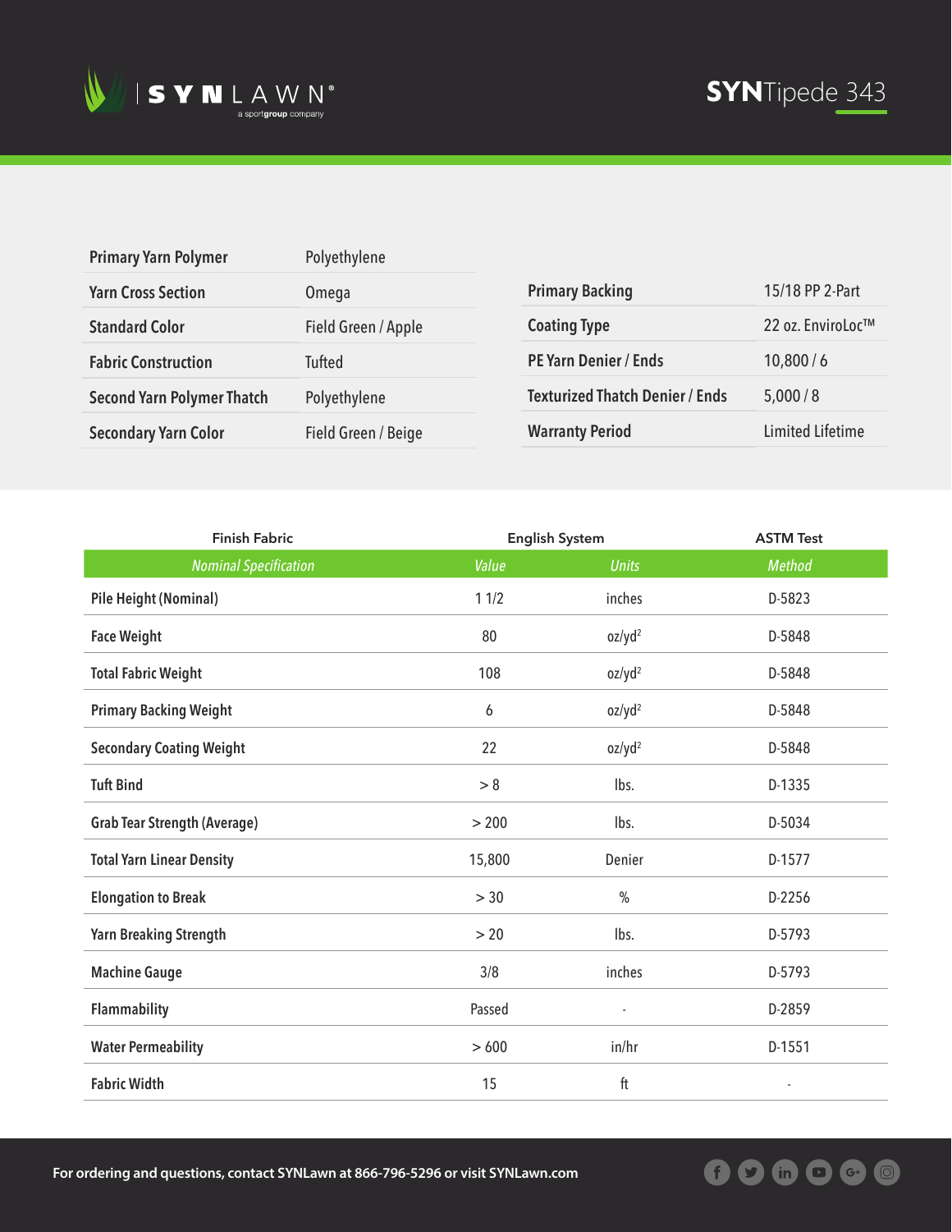# SYNTipede 343

| | |
|---|---|
| Primary Yarn Polymer | Polyethylene |
| Yarn Cross Section | Omega |
| Standard Color | Field Green / Apple |
| Fabric Construction | Tufted |
| Second Yarn Polymer Thatch | Polyethylene |
| Secondary Yarn Color | Field Green / Beige |

| | |
|---|---|
| Primary Backing | 15/18 PP 2-Part |
| Coating Type | 22 oz. EnviroLoc™ |
| PE Yarn Denier / Ends | 10,800 / 6 |
| Texturized Thatch Denier / Ends | 5,000 / 8 |
| Warranty Period | Limited Lifetime |

| Finish Fabric | English System | | ASTM Test |
|---|---|---|---|
| *Nominal Specification* | *Value* | *Units* | *Method* |
| Pile Height (Nominal) | 1 1/2 | inches | D-5823 |
| Face Weight | 80 | oz/yd² | D-5848 |
| Total Fabric Weight | 108 | oz/yd² | D-5848 |
| Primary Backing Weight | 6 | oz/yd² | D-5848 |
| Secondary Coating Weight | 22 | oz/yd² | D-5848 |
| Tuft Bind | > 8 | lbs. | D-1335 |
| Grab Tear Strength (Average) | > 200 | lbs. | D-5034 |
| Total Yarn Linear Density | 15,800 | Denier | D-1577 |
| Elongation to Break | > 30 | % | D-2256 |
| Yarn Breaking Strength | > 20 | lbs. | D-5793 |
| Machine Gauge | 3/8 | inches | D-5793 |
| Flammability | Passed | - | D-2859 |
| Water Permeability | > 600 | in/hr | D-1551 |
| Fabric Width | 15 | ft | - |

For ordering and questions, contact SYNLawn at 866-796-5296 or visit SYNLawn.com